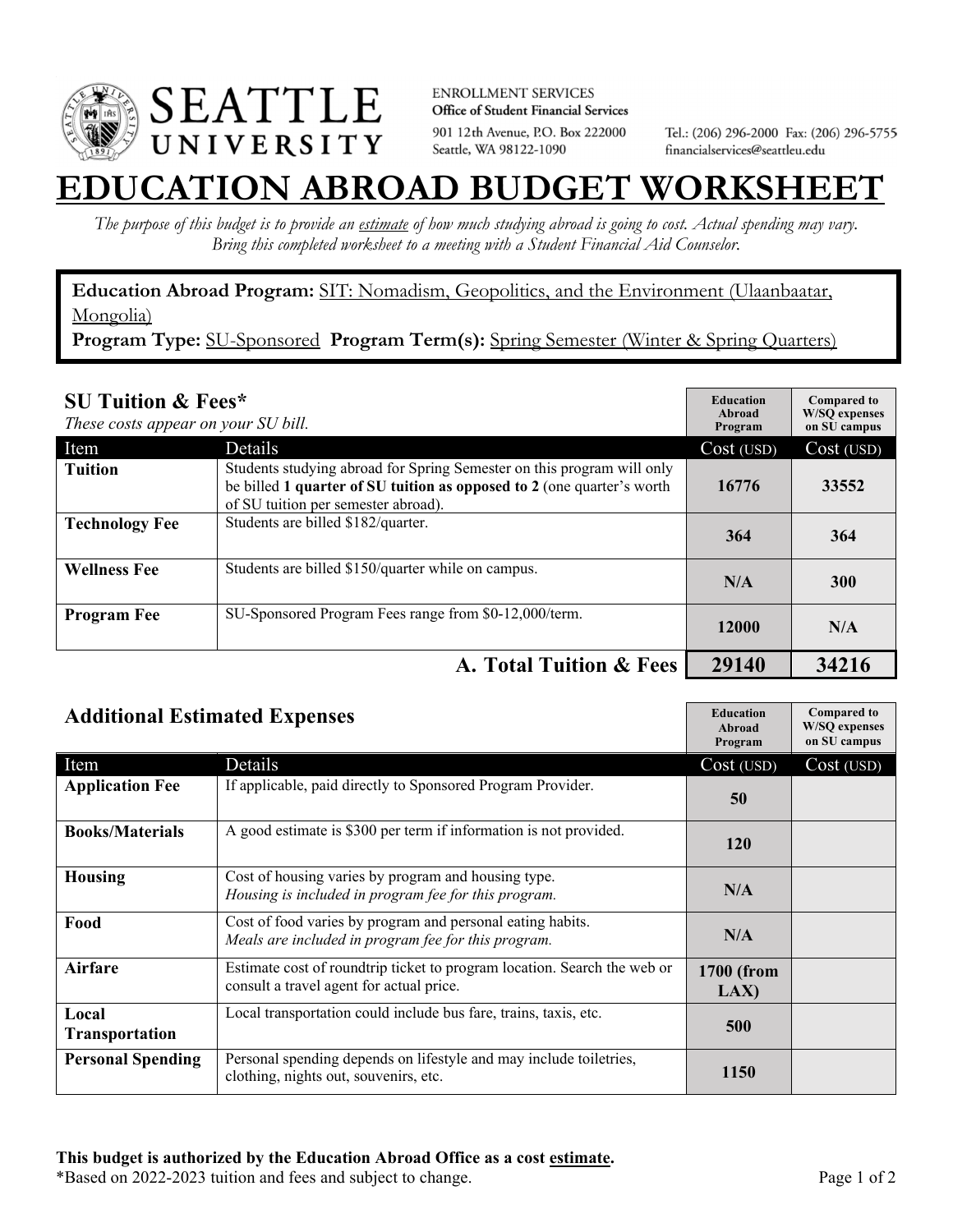SEATTLE UNIVERSITY

ENROLLMENT SERVICES
**Office of Student Financial Services**
901 12th Avenue, P.O. Box 222000
Seattle, WA 98122-1090

Tel.: (206) 296-2000 Fax: (206) 296-5755
financialservices@seattleu.edu

# EDUCATION ABROAD BUDGET WORKSHEET

*The purpose of this budget is to provide an estimate of how much studying abroad is going to cost. Actual spending may vary. Bring this completed worksheet to a meeting with a Student Financial Aid Counselor.*

**Education Abroad Program:** SIT: Nomadism, Geopolitics, and the Environment (Ulaanbaatar, Mongolia)
**Program Type:** SU-Sponsored **Program Term(s):** Spring Semester (Winter & Spring Quarters)

## SU Tuition & Fees*

*These costs appear on your SU bill.*

| Item | Details | Education Abroad Program Cost (USD) | Compared to W/SQ expenses on SU campus Cost (USD) |
|---|---|---|---|
| **Tuition** | Students studying abroad for Spring Semester on this program will only be billed **1 quarter of SU tuition as opposed to 2** (one quarter's worth of SU tuition per semester abroad). | 16776 | 33552 |
| **Technology Fee** | Students are billed $182/quarter. | 364 | 364 |
| **Wellness Fee** | Students are billed $150/quarter while on campus. | N/A | 300 |
| **Program Fee** | SU-Sponsored Program Fees range from $0-12,000/term. | 12000 | N/A |
| | **A. Total Tuition & Fees** | **29140** | **34216** |

## Additional Estimated Expenses

| Item | Details | Education Abroad Program Cost (USD) | Compared to W/SQ expenses on SU campus Cost (USD) |
|---|---|---|---|
| **Application Fee** | If applicable, paid directly to Sponsored Program Provider. | 50 | |
| **Books/Materials** | A good estimate is $300 per term if information is not provided. | 120 | |
| **Housing** | Cost of housing varies by program and housing type. *Housing is included in program fee for this program.* | N/A | |
| **Food** | Cost of food varies by program and personal eating habits. *Meals are included in program fee for this program.* | N/A | |
| **Airfare** | Estimate cost of roundtrip ticket to program location. Search the web or consult a travel agent for actual price. | 1700 (from LAX) | |
| **Local Transportation** | Local transportation could include bus fare, trains, taxis, etc. | 500 | |
| **Personal Spending** | Personal spending depends on lifestyle and may include toiletries, clothing, nights out, souvenirs, etc. | 1150 | |

**This budget is authorized by the Education Abroad Office as a cost estimate.**
*Based on 2022-2023 tuition and fees and subject to change.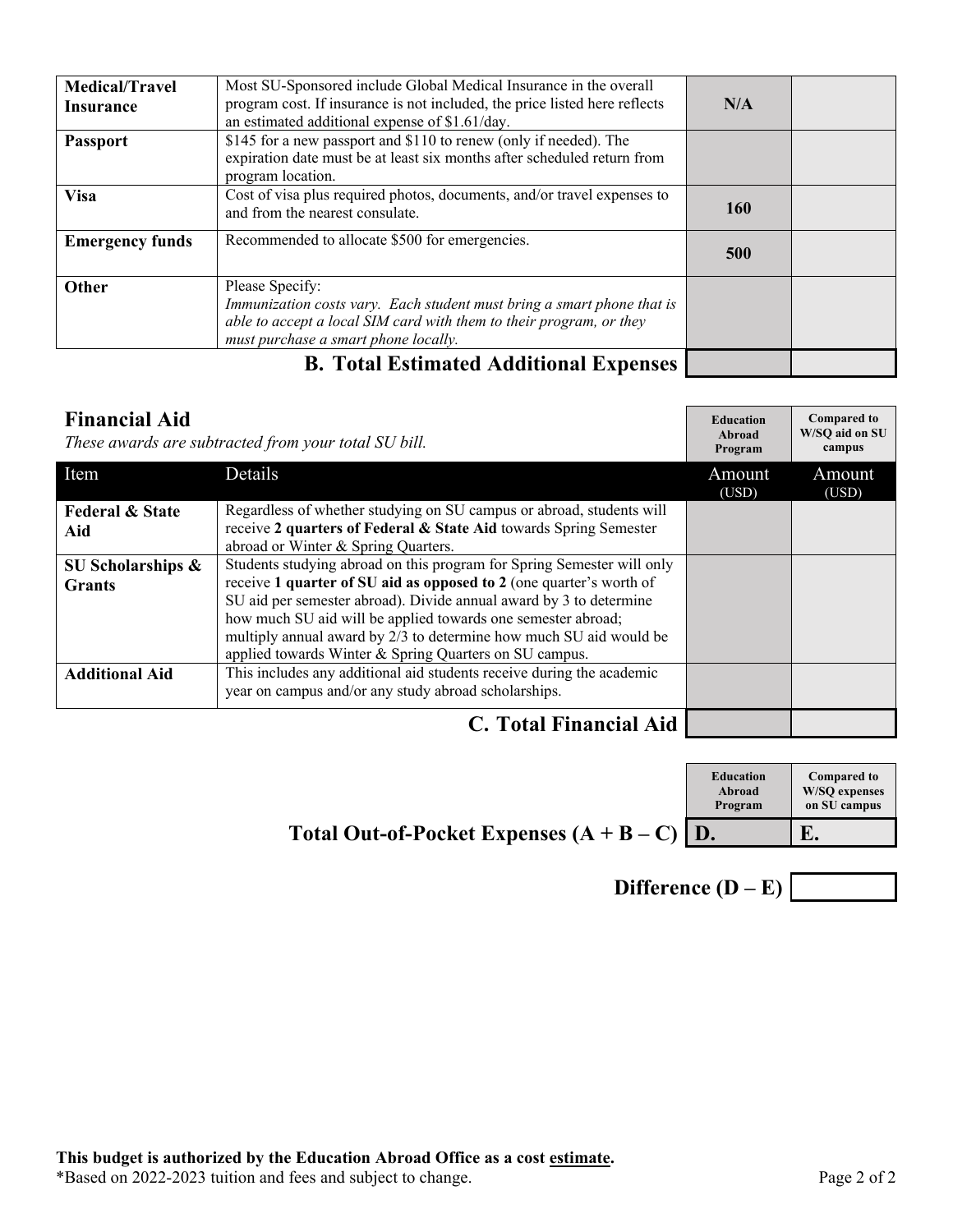| | | | |
|---|---|---|---|
| **Medical/Travel Insurance** | Most SU-Sponsored include Global Medical Insurance in the overall program cost. If insurance is not included, the price listed here reflects an estimated additional expense of $1.61/day. | **N/A** | |
| **Passport** | $145 for a new passport and $110 to renew (only if needed). The expiration date must be at least six months after scheduled return from program location. | | |
| **Visa** | Cost of visa plus required photos, documents, and/or travel expenses to and from the nearest consulate. | **160** | |
| **Emergency funds** | Recommended to allocate $500 for emergencies. | **500** | |
| **Other** | Please Specify: *Immunization costs vary. Each student must bring a smart phone that is able to accept a local SIM card with them to their program, or they must purchase a smart phone locally.* | | |
| | **B. Total Estimated Additional Expenses** | | |

## Financial Aid

*These awards are subtracted from your total SU bill.*

| | | **Education Abroad Program** | **Compared to W/SQ aid on SU campus** |
|---|---|---|---|
| Item | Details | Amount (USD) | Amount (USD) |
| **Federal & State Aid** | Regardless of whether studying on SU campus or abroad, students will receive **2 quarters of Federal & State Aid** towards Spring Semester abroad or Winter & Spring Quarters. | | |
| **SU Scholarships & Grants** | Students studying abroad on this program for Spring Semester will only receive **1 quarter of SU aid as opposed to 2** (one quarter's worth of SU aid per semester abroad). Divide annual award by 3 to determine how much SU aid will be applied towards one semester abroad; multiply annual award by 2/3 to determine how much SU aid would be applied towards Winter & Spring Quarters on SU campus. | | |
| **Additional Aid** | This includes any additional aid students receive during the academic year on campus and/or any study abroad scholarships. | | |
| | **C. Total Financial Aid** | | |

| | **Education Abroad Program** | **Compared to W/SQ expenses on SU campus** |
|---|---|---|
| **Total Out-of-Pocket Expenses (A + B – C)** | **D.** | **E.** |

**Difference (D – E)**

**This budget is authorized by the Education Abroad Office as a cost estimate.**

*Based on 2022-2023 tuition and fees and subject to change.